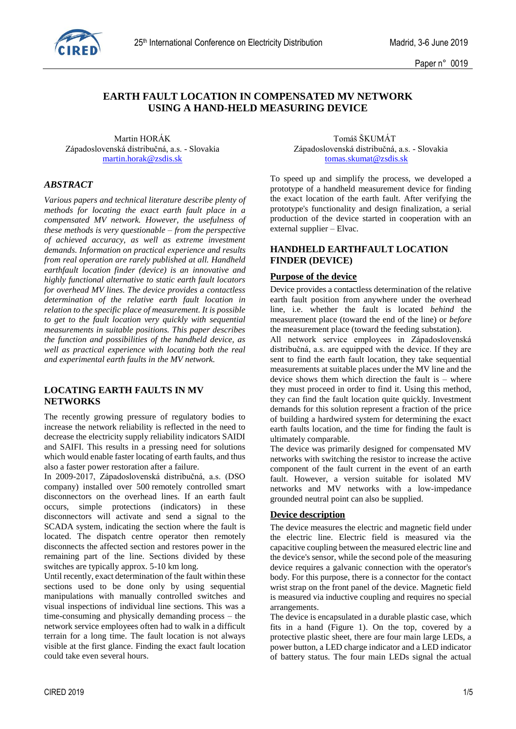# EARTH FAULT LOCATION IN COMPENSATED MV NETWORK USING A HAND-HELD MEASURING DEVICE

Martin HORÁK
Západoslovenská distribučná, a.s. - Slovakia
martin.horak@zsdis.sk

Tomáš ŠKUMÁT
Západoslovenská distribučná, a.s. - Slovakia
tomas.skumat@zsdis.sk

## *ABSTRACT*

*Various papers and technical literature describe plenty of methods for locating the exact earth fault place in a compensated MV network. However, the usefulness of these methods is very questionable – from the perspective of achieved accuracy, as well as extreme investment demands. Information on practical experience and results from real operation are rarely published at all. Handheld earthfault location finder (device) is an innovative and highly functional alternative to static earth fault locators for overhead MV lines. The device provides a contactless determination of the relative earth fault location in relation to the specific place of measurement. It is possible to get to the fault location very quickly with sequential measurements in suitable positions. This paper describes the function and possibilities of the handheld device, as well as practical experience with locating both the real and experimental earth faults in the MV network.*

## LOCATING EARTH FAULTS IN MV NETWORKS

The recently growing pressure of regulatory bodies to increase the network reliability is reflected in the need to decrease the electricity supply reliability indicators SAIDI and SAIFI. This results in a pressing need for solutions which would enable faster locating of earth faults, and thus also a faster power restoration after a failure.

In 2009-2017, Západoslovenská distribučná, a.s. (DSO company) installed over 500 remotely controlled smart disconnectors on the overhead lines. If an earth fault occurs, simple protections (indicators) in these disconnectors will activate and send a signal to the SCADA system, indicating the section where the fault is located. The dispatch centre operator then remotely disconnects the affected section and restores power in the remaining part of the line. Sections divided by these switches are typically approx. 5-10 km long.

Until recently, exact determination of the fault within these sections used to be done only by using sequential manipulations with manually controlled switches and visual inspections of individual line sections. This was a time-consuming and physically demanding process – the network service employees often had to walk in a difficult terrain for a long time. The fault location is not always visible at the first glance. Finding the exact fault location could take even several hours.

To speed up and simplify the process, we developed a prototype of a handheld measurement device for finding the exact location of the earth fault. After verifying the prototype's functionality and design finalization, a serial production of the device started in cooperation with an external supplier – Elvac.

## HANDHELD EARTHFAULT LOCATION FINDER (DEVICE)

### Purpose of the device

Device provides a contactless determination of the relative earth fault position from anywhere under the overhead line, i.e. whether the fault is located *behind* the measurement place (toward the end of the line) or *before* the measurement place (toward the feeding substation).

All network service employees in Západoslovenská distribučná, a.s. are equipped with the device. If they are sent to find the earth fault location, they take sequential measurements at suitable places under the MV line and the device shows them which direction the fault is – where they must proceed in order to find it. Using this method, they can find the fault location quite quickly. Investment demands for this solution represent a fraction of the price of building a hardwired system for determining the exact earth faults location, and the time for finding the fault is ultimately comparable.

The device was primarily designed for compensated MV networks with switching the resistor to increase the active component of the fault current in the event of an earth fault. However, a version suitable for isolated MV networks and MV networks with a low-impedance grounded neutral point can also be supplied.

### Device description

The device measures the electric and magnetic field under the electric line. Electric field is measured via the capacitive coupling between the measured electric line and the device's sensor, while the second pole of the measuring device requires a galvanic connection with the operator's body. For this purpose, there is a connector for the contact wrist strap on the front panel of the device. Magnetic field is measured via inductive coupling and requires no special arrangements.

The device is encapsulated in a durable plastic case, which fits in a hand (Figure 1). On the top, covered by a protective plastic sheet, there are four main large LEDs, a power button, a LED charge indicator and a LED indicator of battery status. The four main LEDs signal the actual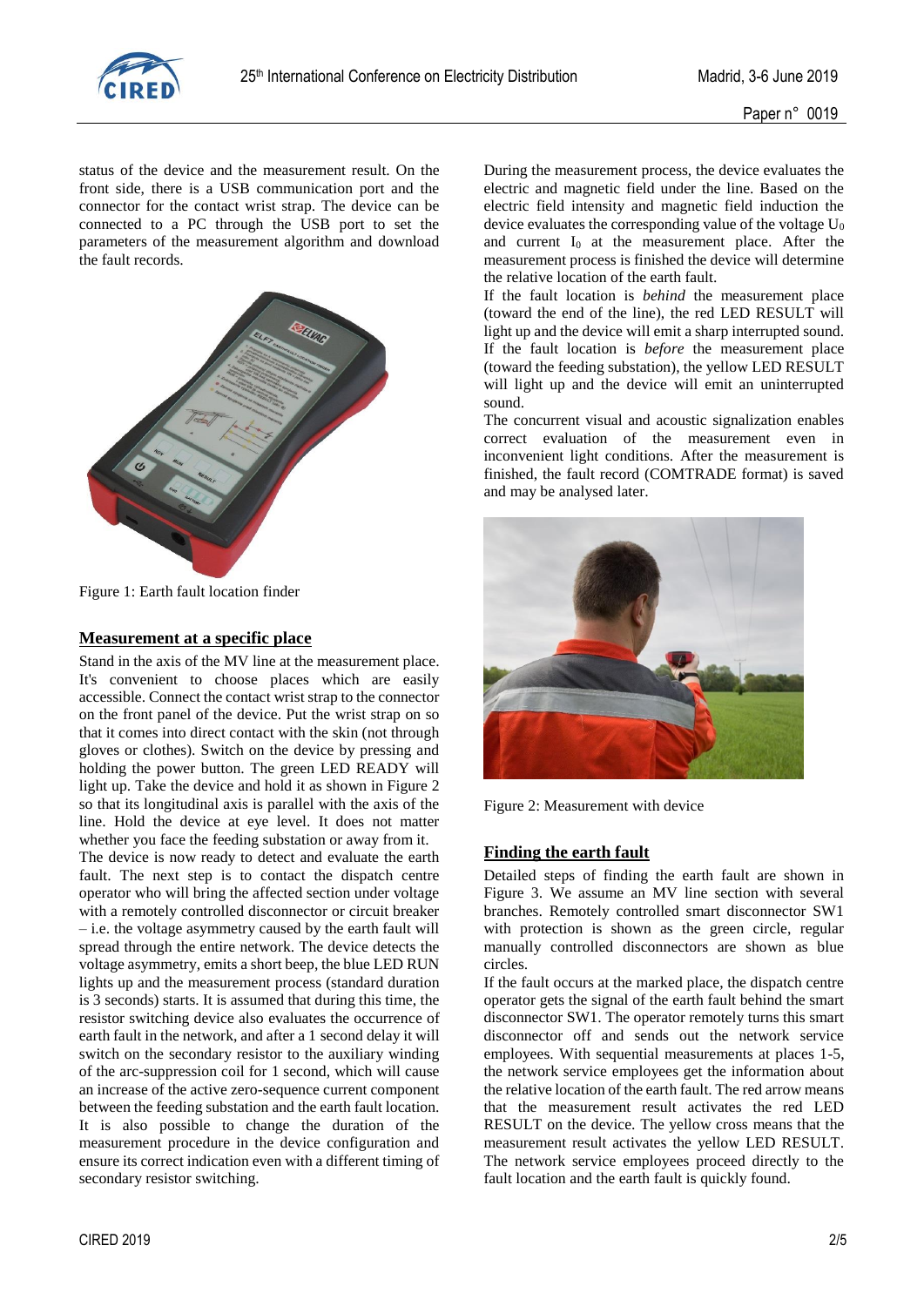status of the device and the measurement result. On the front side, there is a USB communication port and the connector for the contact wrist strap. The device can be connected to a PC through the USB port to set the parameters of the measurement algorithm and download the fault records.

Figure 1: Earth fault location finder

## Measurement at a specific place

Stand in the axis of the MV line at the measurement place. It's convenient to choose places which are easily accessible. Connect the contact wrist strap to the connector on the front panel of the device. Put the wrist strap on so that it comes into direct contact with the skin (not through gloves or clothes). Switch on the device by pressing and holding the power button. The green LED READY will light up. Take the device and hold it as shown in Figure 2 so that its longitudinal axis is parallel with the axis of the line. Hold the device at eye level. It does not matter whether you face the feeding substation or away from it.

The device is now ready to detect and evaluate the earth fault. The next step is to contact the dispatch centre operator who will bring the affected section under voltage with a remotely controlled disconnector or circuit breaker – i.e. the voltage asymmetry caused by the earth fault will spread through the entire network. The device detects the voltage asymmetry, emits a short beep, the blue LED RUN lights up and the measurement process (standard duration is 3 seconds) starts. It is assumed that during this time, the resistor switching device also evaluates the occurrence of earth fault in the network, and after a 1 second delay it will switch on the secondary resistor to the auxiliary winding of the arc-suppression coil for 1 second, which will cause an increase of the active zero-sequence current component between the feeding substation and the earth fault location. It is also possible to change the duration of the measurement procedure in the device configuration and ensure its correct indication even with a different timing of secondary resistor switching.

During the measurement process, the device evaluates the electric and magnetic field under the line. Based on the electric field intensity and magnetic field induction the device evaluates the corresponding value of the voltage $U_0$ and current $I_0$ at the measurement place. After the measurement process is finished the device will determine the relative location of the earth fault.

If the fault location is *behind* the measurement place (toward the end of the line), the red LED RESULT will light up and the device will emit a sharp interrupted sound. If the fault location is *before* the measurement place (toward the feeding substation), the yellow LED RESULT will light up and the device will emit an uninterrupted sound.

The concurrent visual and acoustic signalization enables correct evaluation of the measurement even in inconvenient light conditions. After the measurement is finished, the fault record (COMTRADE format) is saved and may be analysed later.

Figure 2: Measurement with device

## Finding the earth fault

Detailed steps of finding the earth fault are shown in Figure 3. We assume an MV line section with several branches. Remotely controlled smart disconnector SW1 with protection is shown as the green circle, regular manually controlled disconnectors are shown as blue circles.

If the fault occurs at the marked place, the dispatch centre operator gets the signal of the earth fault behind the smart disconnector SW1. The operator remotely turns this smart disconnector off and sends out the network service employees. With sequential measurements at places 1-5, the network service employees get the information about the relative location of the earth fault. The red arrow means that the measurement result activates the red LED RESULT on the device. The yellow cross means that the measurement result activates the yellow LED RESULT. The network service employees proceed directly to the fault location and the earth fault is quickly found.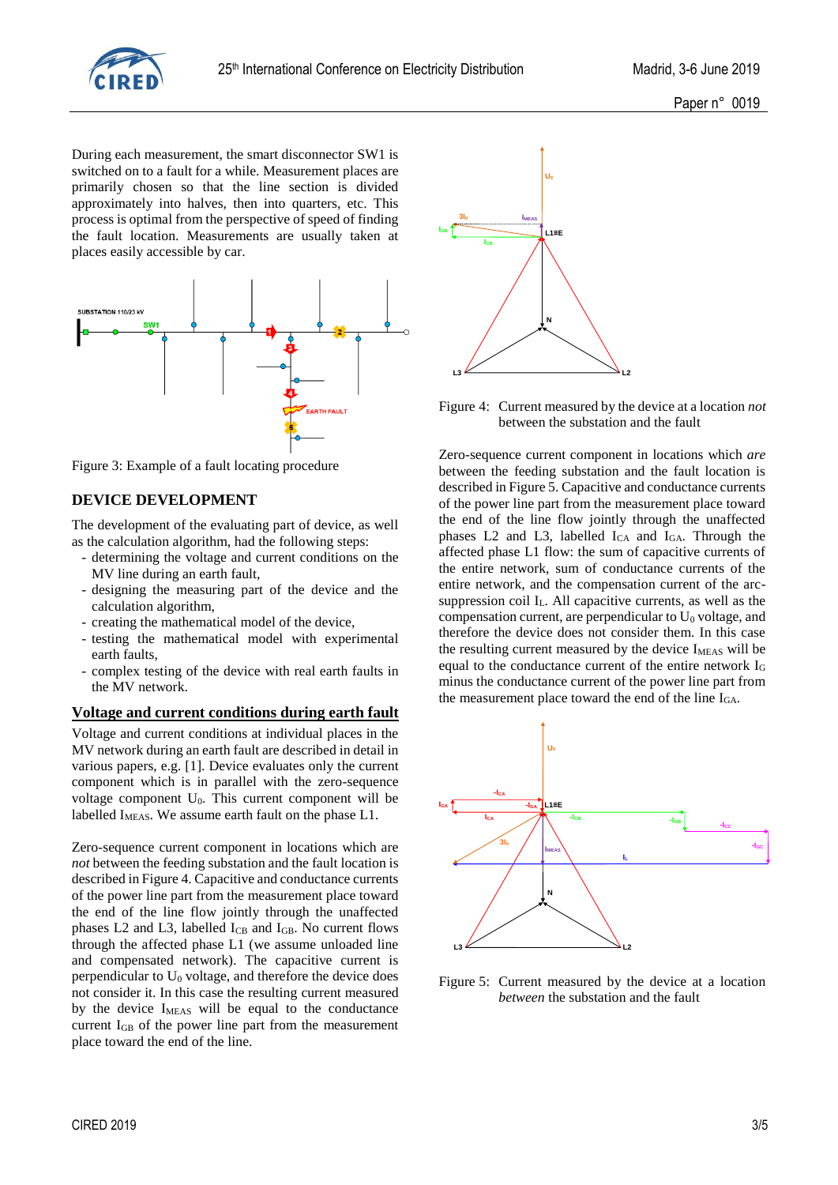During each measurement, the smart disconnector SW1 is switched on to a fault for a while. Measurement places are primarily chosen so that the line section is divided approximately into halves, then into quarters, etc. This process is optimal from the perspective of speed of finding the fault location. Measurements are usually taken at places easily accessible by car.

Figure 3: Example of a fault locating procedure

## DEVICE DEVELOPMENT

The development of the evaluating part of device, as well as the calculation algorithm, had the following steps:

- determining the voltage and current conditions on the MV line during an earth fault,
- designing the measuring part of the device and the calculation algorithm,
- creating the mathematical model of the device,
- testing the mathematical model with experimental earth faults,
- complex testing of the device with real earth faults in the MV network.

### Voltage and current conditions during earth fault

Voltage and current conditions at individual places in the MV network during an earth fault are described in detail in various papers, e.g. [1]. Device evaluates only the current component which is in parallel with the zero-sequence voltage component $U_0$. This current component will be labelled $I_{MEAS}$. We assume earth fault on the phase L1.

Zero-sequence current component in locations which are *not* between the feeding substation and the fault location is described in Figure 4. Capacitive and conductance currents of the power line part from the measurement place toward the end of the line flow jointly through the unaffected phases L2 and L3, labelled $I_{CB}$ and $I_{GB}$. No current flows through the affected phase L1 (we assume unloaded line and compensated network). The capacitive current is perpendicular to $U_0$ voltage, and therefore the device does not consider it. In this case the resulting current measured by the device $I_{MEAS}$ will be equal to the conductance current $I_{GB}$ of the power line part from the measurement place toward the end of the line.

Figure 4: Current measured by the device at a location *not* between the substation and the fault

Zero-sequence current component in locations which *are* between the feeding substation and the fault location is described in Figure 5. Capacitive and conductance currents of the power line part from the measurement place toward the end of the line flow jointly through the unaffected phases L2 and L3, labelled $I_{CA}$ and $I_{GA}$. Through the affected phase L1 flow: the sum of capacitive currents of the entire network, sum of conductance currents of the entire network, and the compensation current of the arc-suppression coil $I_L$. All capacitive currents, as well as the compensation current, are perpendicular to $U_0$ voltage, and therefore the device does not consider them. In this case the resulting current measured by the device $I_{MEAS}$ will be equal to the conductance current of the entire network $I_G$ minus the conductance current of the power line part from the measurement place toward the end of the line $I_{GA}$.

Figure 5: Current measured by the device at a location *between* the substation and the fault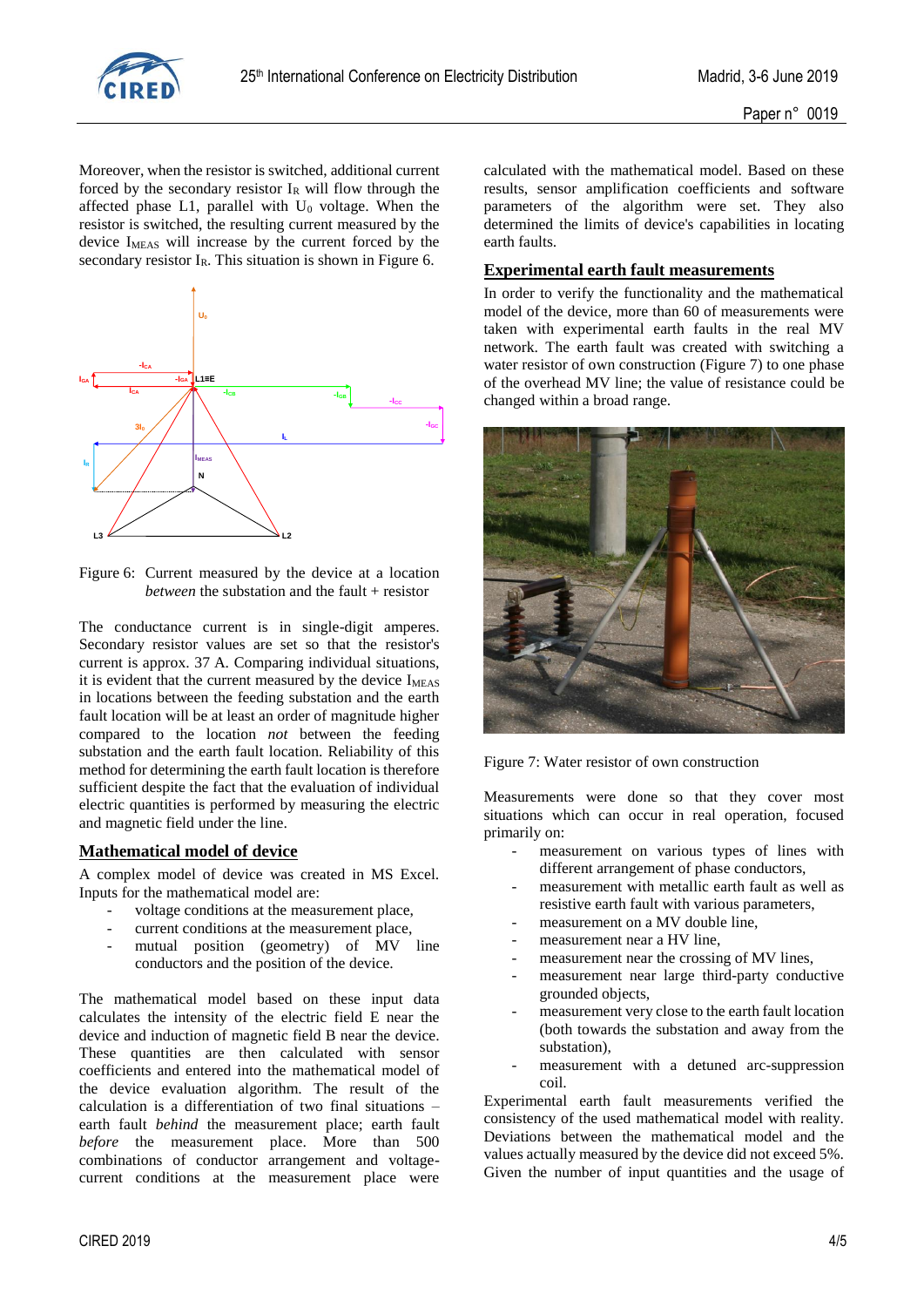Moreover, when the resistor is switched, additional current forced by the secondary resistor $I_R$ will flow through the affected phase L1, parallel with $U_0$ voltage. When the resistor is switched, the resulting current measured by the device $I_{MEAS}$ will increase by the current forced by the secondary resistor $I_R$. This situation is shown in Figure 6.

Figure 6: Current measured by the device at a location *between* the substation and the fault + resistor

The conductance current is in single-digit amperes. Secondary resistor values are set so that the resistor's current is approx. 37 A. Comparing individual situations, it is evident that the current measured by the device $I_{MEAS}$ in locations between the feeding substation and the earth fault location will be at least an order of magnitude higher compared to the location *not* between the feeding substation and the earth fault location. Reliability of this method for determining the earth fault location is therefore sufficient despite the fact that the evaluation of individual electric quantities is performed by measuring the electric and magnetic field under the line.

## Mathematical model of device

A complex model of device was created in MS Excel. Inputs for the mathematical model are:

- voltage conditions at the measurement place,
- current conditions at the measurement place,
- mutual position (geometry) of MV line conductors and the position of the device.

The mathematical model based on these input data calculates the intensity of the electric field E near the device and induction of magnetic field B near the device. These quantities are then calculated with sensor coefficients and entered into the mathematical model of the device evaluation algorithm. The result of the calculation is a differentiation of two final situations – earth fault *behind* the measurement place; earth fault *before* the measurement place. More than 500 combinations of conductor arrangement and voltage-current conditions at the measurement place were calculated with the mathematical model. Based on these results, sensor amplification coefficients and software parameters of the algorithm were set. They also determined the limits of device's capabilities in locating earth faults.

## Experimental earth fault measurements

In order to verify the functionality and the mathematical model of the device, more than 60 of measurements were taken with experimental earth faults in the real MV network. The earth fault was created with switching a water resistor of own construction (Figure 7) to one phase of the overhead MV line; the value of resistance could be changed within a broad range.

Figure 7: Water resistor of own construction

Measurements were done so that they cover most situations which can occur in real operation, focused primarily on:

- measurement on various types of lines with different arrangement of phase conductors,
- measurement with metallic earth fault as well as resistive earth fault with various parameters,
- measurement on a MV double line,
- measurement near a HV line,
- measurement near the crossing of MV lines,
- measurement near large third-party conductive grounded objects,
- measurement very close to the earth fault location (both towards the substation and away from the substation),
- measurement with a detuned arc-suppression coil.

Experimental earth fault measurements verified the consistency of the used mathematical model with reality. Deviations between the mathematical model and the values actually measured by the device did not exceed 5%. Given the number of input quantities and the usage of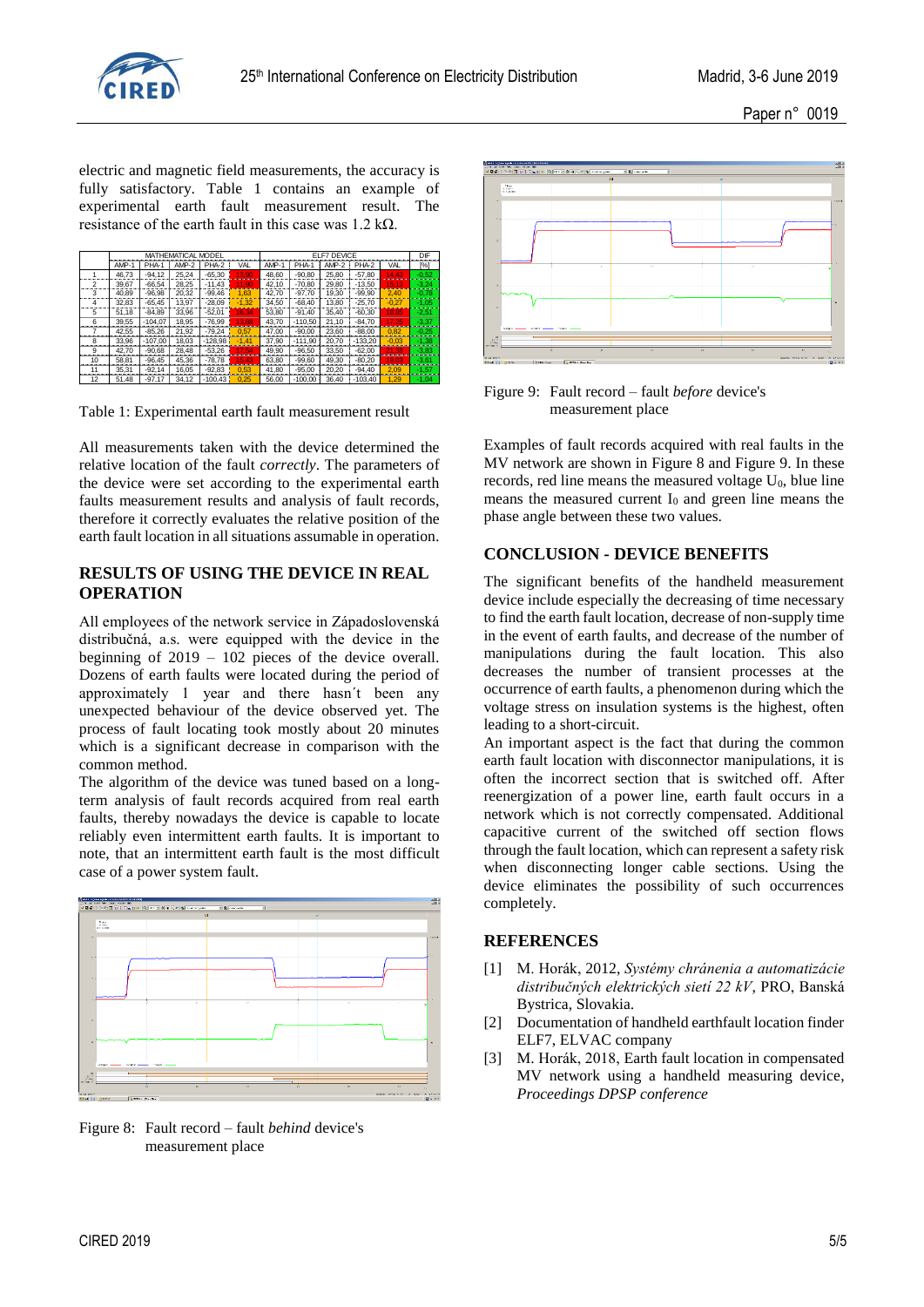electric and magnetic field measurements, the accuracy is fully satisfactory. Table 1 contains an example of experimental earth fault measurement result. The resistance of the earth fault in this case was 1.2 kΩ.

| | MATHEMATICAL MODEL | | | | | ELF7 DEVICE | | | | | DIF |
|---|---|---|---|---|---|---|---|---|---|---|---|
| | AMP-1 | PHA-1 | AMP-2 | PHA-2 | VAL | AMP-1 | PHA-1 | AMP-2 | PHA-2 | VAL | [%] |
| 1 | 46,73 | -94,12 | 25,24 | -65,30 | 13,80 | 48,60 | -90,80 | 25,80 | -57,80 | 14,41 | -0,62 |
| 2 | 39,67 | -66,54 | 28,25 | -11,43 | 11,90 | 42,10 | -70,80 | 29,80 | -13,50 | 15,13 | -3,24 |
| 3 | 40,89 | -96,98 | 20,32 | -99,46 | 1,63 | 42,70 | -97,70 | 19,30 | -99,90 | 2,40 | -0,78 |
| 4 | 32,83 | -65,45 | 13,97 | -28,09 | -1,32 | 34,50 | -68,40 | 13,80 | -25,70 | -0,27 | -1,05 |
| 5 | 51,18 | -84,89 | 33,96 | -52,01 | 15,54 | 53,80 | -91,40 | 35,40 | -60,30 | 18,05 | -2,51 |
| 6 | 39,55 | -104,07 | 18,95 | -76,99 | 13,80 | 43,70 | -110,50 | 21,10 | -84,70 | 17,75 | -3,37 |
| 7 | 42,55 | -85,26 | 21,92 | -79,24 | 0,57 | 47,00 | -90,00 | 23,60 | -88,00 | 0,82 | -0,25 |
| 8 | 33,96 | -107,00 | 18,03 | -128,98 | -1,41 | 37,90 | -111,90 | 20,70 | -133,20 | -0,03 | -1,38 |
| 9 | 42,70 | -90,68 | 28,48 | -53,26 | 17,54 | 49,90 | -96,50 | 33,50 | -62,00 | 21,37 | -3,83 |
| 10 | 58,81 | -96,45 | 45,36 | -78,78 | 15,41 | 63,80 | -99,60 | 49,30 | -80,20 | 19,02 | -3,61 |
| 11 | 35,31 | -92,14 | 16,05 | -92,83 | 0,53 | 41,80 | -95,00 | 20,20 | -94,40 | 2,09 | -1,57 |
| 12 | 51,48 | -97,17 | 34,12 | -100,43 | 0,25 | 56,00 | -100,00 | 36,40 | -103,40 | 1,29 | -1,04 |

Table 1: Experimental earth fault measurement result

All measurements taken with the device determined the relative location of the fault *correctly*. The parameters of the device were set according to the experimental earth faults measurement results and analysis of fault records, therefore it correctly evaluates the relative position of the earth fault location in all situations assumable in operation.

## RESULTS OF USING THE DEVICE IN REAL OPERATION

All employees of the network service in Západoslovenská distribučná, a.s. were equipped with the device in the beginning of 2019 – 102 pieces of the device overall. Dozens of earth faults were located during the period of approximately 1 year and there hasn´t been any unexpected behaviour of the device observed yet. The process of fault locating took mostly about 20 minutes which is a significant decrease in comparison with the common method.
The algorithm of the device was tuned based on a long-term analysis of fault records acquired from real earth faults, thereby nowadays the device is capable to locate reliably even intermittent earth faults. It is important to note, that an intermittent earth fault is the most difficult case of a power system fault.

Figure 8: Fault record – fault *behind* device's measurement place

Figure 9: Fault record – fault *before* device's measurement place

Examples of fault records acquired with real faults in the MV network are shown in Figure 8 and Figure 9. In these records, red line means the measured voltage $U_0$, blue line means the measured current $I_0$ and green line means the phase angle between these two values.

## CONCLUSION - DEVICE BENEFITS

The significant benefits of the handheld measurement device include especially the decreasing of time necessary to find the earth fault location, decrease of non-supply time in the event of earth faults, and decrease of the number of manipulations during the fault location. This also decreases the number of transient processes at the occurrence of earth faults, a phenomenon during which the voltage stress on insulation systems is the highest, often leading to a short-circuit.
An important aspect is the fact that during the common earth fault location with disconnector manipulations, it is often the incorrect section that is switched off. After reenergization of a power line, earth fault occurs in a network which is not correctly compensated. Additional capacitive current of the switched off section flows through the fault location, which can represent a safety risk when disconnecting longer cable sections. Using the device eliminates the possibility of such occurrences completely.

## REFERENCES

[1] M. Horák, 2012, *Systémy chránenia a automatizácie distribučných elektrických sietí 22 kV*, PRO, Banská Bystrica, Slovakia.

[2] Documentation of handheld earthfault location finder ELF7, ELVAC company

[3] M. Horák, 2018, Earth fault location in compensated MV network using a handheld measuring device, *Proceedings DPSP conference*